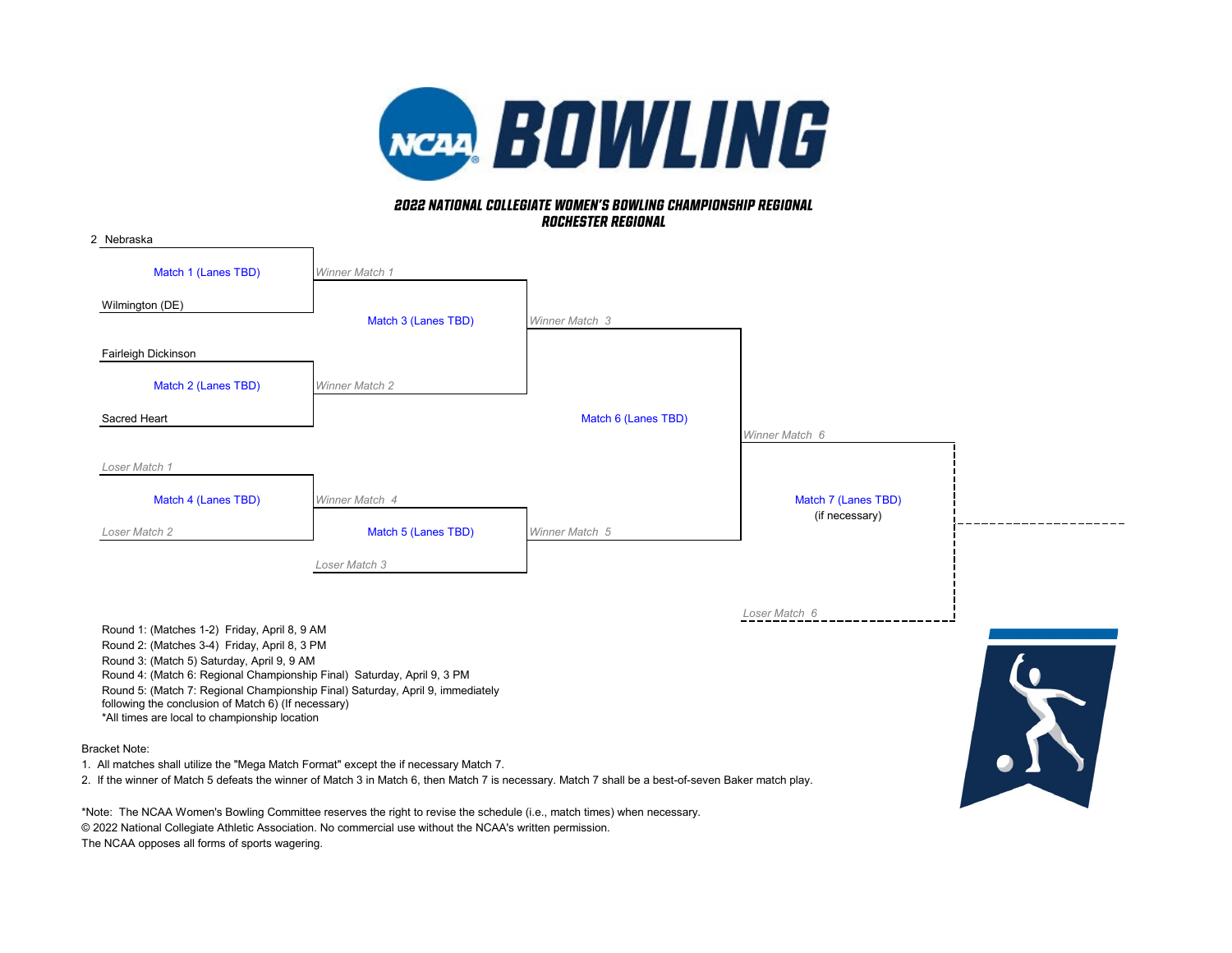# BOWLING

### 2022 NATIONAL COLLEGIATE WOMEN'S BOWLING CHAMPIONSHIP REGIONAL
### ROCHESTER REGIONAL

2 Nebraska

Match 1 (Lanes TBD)

Wilmington (DE)

*Winner Match 1*

Match 3 (Lanes TBD)

Fairleigh Dickinson

Match 2 (Lanes TBD)

Sacred Heart

*Winner Match 2*

*Winner Match 3*

Match 6 (Lanes TBD)

*Winner Match 6*

*Loser Match 1*

Match 4 (Lanes TBD)

*Loser Match 2*

*Winner Match 4*

Match 5 (Lanes TBD)

*Loser Match 3*

*Winner Match 5*

Match 7 (Lanes TBD)
(if necessary)

*Loser Match 6*

Round 1: (Matches 1-2) Friday, April 8, 9 AM
Round 2: (Matches 3-4) Friday, April 8, 3 PM
Round 3: (Match 5) Saturday, April 9, 9 AM
Round 4: (Match 6: Regional Championship Final) Saturday, April 9, 3 PM
Round 5: (Match 7: Regional Championship Final) Saturday, April 9, immediately following the conclusion of Match 6) (If necessary)
*All times are local to championship location

Bracket Note:

1. All matches shall utilize the "Mega Match Format" except the if necessary Match 7.
2. If the winner of Match 5 defeats the winner of Match 3 in Match 6, then Match 7 is necessary. Match 7 shall be a best-of-seven Baker match play.

*Note: The NCAA Women's Bowling Committee reserves the right to revise the schedule (i.e., match times) when necessary.
© 2022 National Collegiate Athletic Association. No commercial use without the NCAA's written permission.
The NCAA opposes all forms of sports wagering.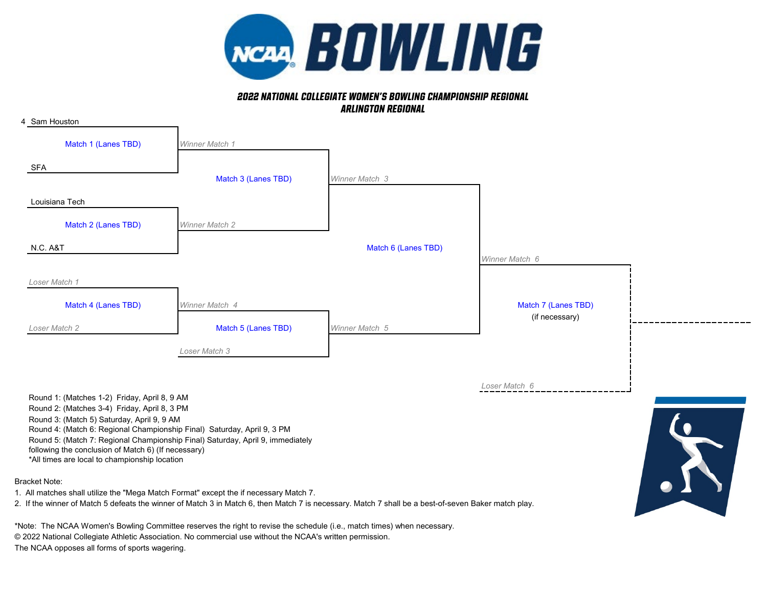# NCAA BOWLING

## 2022 NATIONAL COLLEGIATE WOMEN'S BOWLING CHAMPIONSHIP REGIONAL
## ARLINGTON REGIONAL

**Match 1 (Lanes TBD)**
- 4 Sam Houston
- SFA

**Match 2 (Lanes TBD)**
- Louisiana Tech
- N.C. A&T

**Match 3 (Lanes TBD)**
- *Winner Match 1*
- *Winner Match 2*

**Match 4 (Lanes TBD)**
- *Loser Match 1*
- *Loser Match 2*

**Match 5 (Lanes TBD)**
- *Winner Match 4*
- *Loser Match 3*

**Match 6 (Lanes TBD)**
- *Winner Match 3*
- *Winner Match 5*

**Match 7 (Lanes TBD)** (if necessary)
- *Winner Match 6*
- *Loser Match 6*

Round 1: (Matches 1-2) Friday, April 8, 9 AM
Round 2: (Matches 3-4) Friday, April 8, 3 PM
Round 3: (Match 5) Saturday, April 9, 9 AM
Round 4: (Match 6: Regional Championship Final) Saturday, April 9, 3 PM
Round 5: (Match 7: Regional Championship Final) Saturday, April 9, immediately following the conclusion of Match 6) (If necessary)
*All times are local to championship location

Bracket Note:
1. All matches shall utilize the "Mega Match Format" except the if necessary Match 7.
2. If the winner of Match 5 defeats the winner of Match 3 in Match 6, then Match 7 is necessary. Match 7 shall be a best-of-seven Baker match play.

*Note: The NCAA Women's Bowling Committee reserves the right to revise the schedule (i.e., match times) when necessary.
© 2022 National Collegiate Athletic Association. No commercial use without the NCAA's written permission.
The NCAA opposes all forms of sports wagering.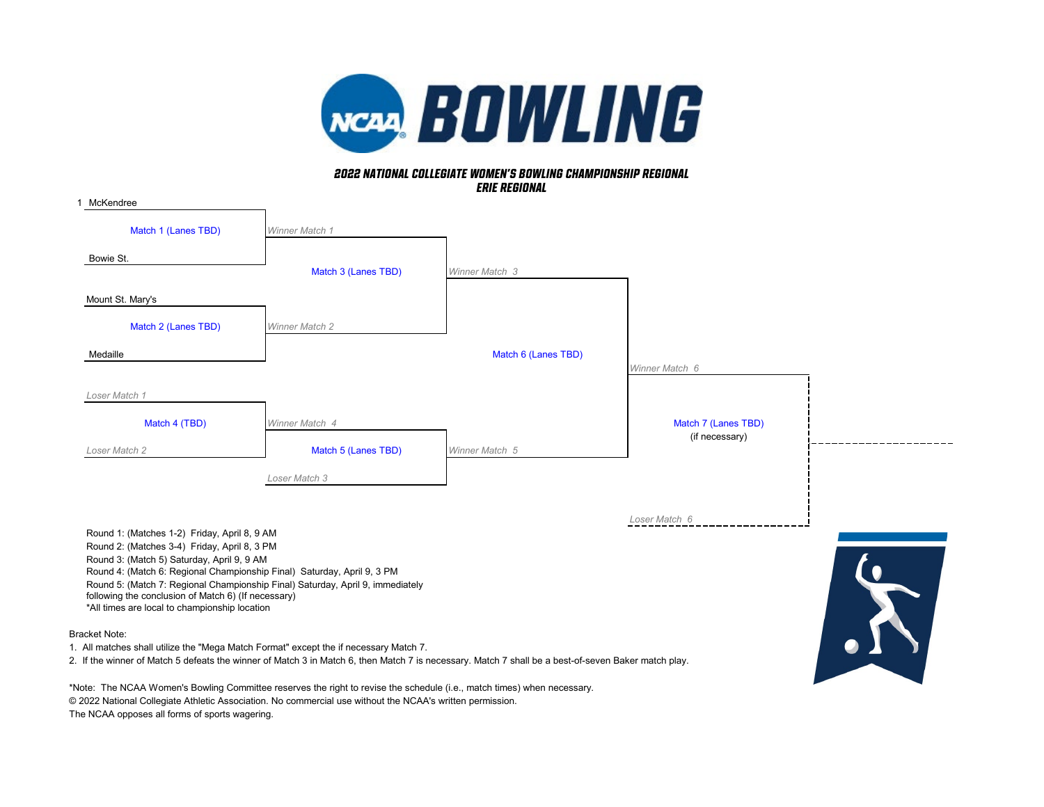# BOWLING

## 2022 NATIONAL COLLEGIATE WOMEN'S BOWLING CHAMPIONSHIP REGIONAL
## ERIE REGIONAL

1 McKendree

Match 1 (Lanes TBD)

Bowie St.

Winner Match 1

Match 3 (Lanes TBD)

Winner Match 3

Mount St. Mary's

Match 2 (Lanes TBD)

Medaille

Winner Match 2

Match 6 (Lanes TBD)

Winner Match 6

Loser Match 1

Match 4 (TBD)

Loser Match 2

Winner Match 4

Match 5 (Lanes TBD)

Loser Match 3

Winner Match 5

Match 7 (Lanes TBD)
(if necessary)

Loser Match 6

Round 1: (Matches 1-2) Friday, April 8, 9 AM
Round 2: (Matches 3-4) Friday, April 8, 3 PM
Round 3: (Match 5) Saturday, April 9, 9 AM
Round 4: (Match 6: Regional Championship Final) Saturday, April 9, 3 PM
Round 5: (Match 7: Regional Championship Final) Saturday, April 9, immediately following the conclusion of Match 6) (If necessary)
*All times are local to championship location

Bracket Note:

1. All matches shall utilize the "Mega Match Format" except the if necessary Match 7.
2. If the winner of Match 5 defeats the winner of Match 3 in Match 6, then Match 7 is necessary. Match 7 shall be a best-of-seven Baker match play.

*Note: The NCAA Women's Bowling Committee reserves the right to revise the schedule (i.e., match times) when necessary.
© 2022 National Collegiate Athletic Association. No commercial use without the NCAA's written permission.
The NCAA opposes all forms of sports wagering.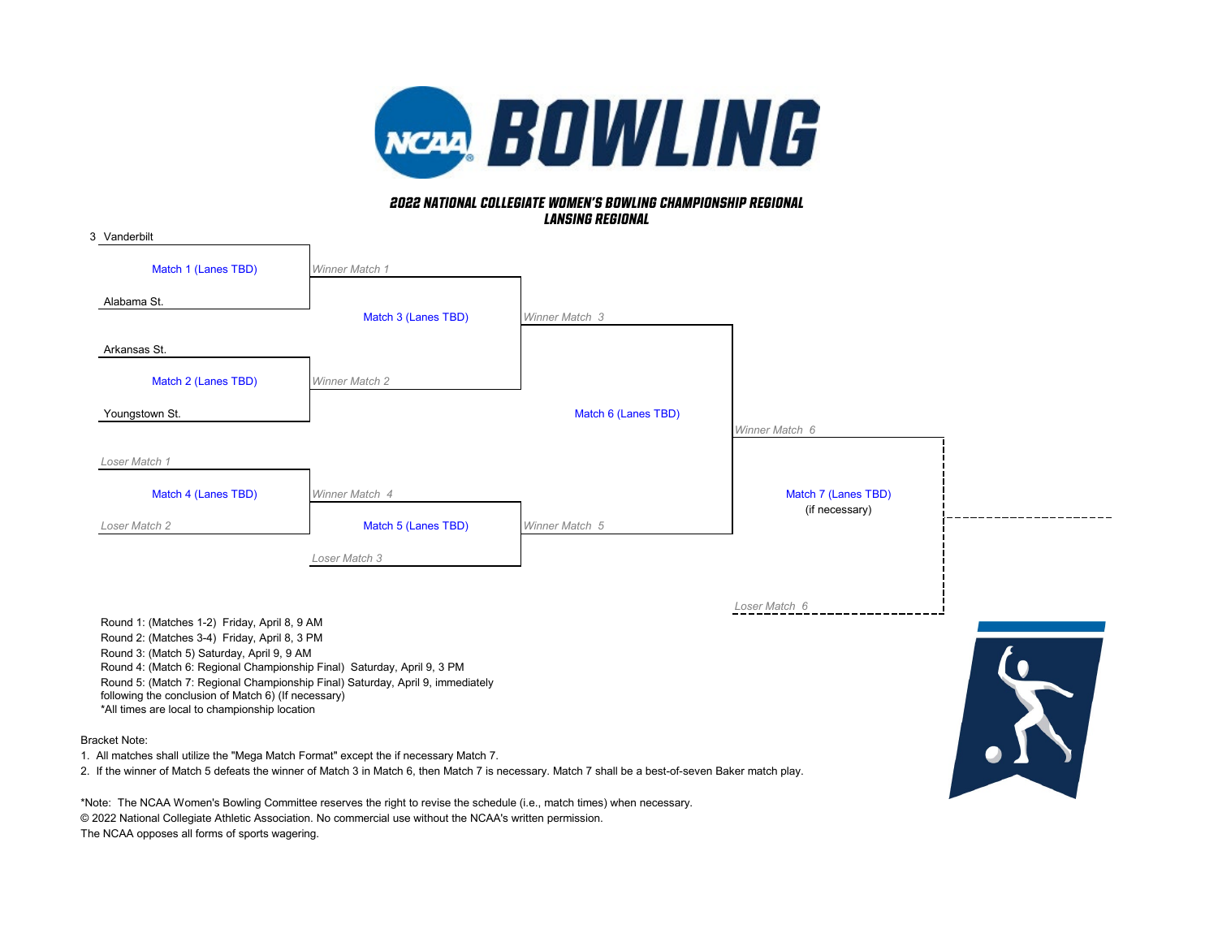# 2022 NATIONAL COLLEGIATE WOMEN'S BOWLING CHAMPIONSHIP REGIONAL

## LANSING REGIONAL

3 Vanderbilt

Match 1 (Lanes TBD)

Alabama St.

Winner Match 1

Match 3 (Lanes TBD)

Arkansas St.

Match 2 (Lanes TBD)

Youngstown St.

Winner Match 2

Winner Match 3

Match 6 (Lanes TBD)

Winner Match 6

Loser Match 1

Match 4 (Lanes TBD)

Loser Match 2

Winner Match 4

Match 5 (Lanes TBD)

Loser Match 3

Winner Match 5

Match 7 (Lanes TBD)
(if necessary)

Loser Match 6

Round 1: (Matches 1-2) Friday, April 8, 9 AM
Round 2: (Matches 3-4) Friday, April 8, 3 PM
Round 3: (Match 5) Saturday, April 9, 9 AM
Round 4: (Match 6: Regional Championship Final) Saturday, April 9, 3 PM
Round 5: (Match 7: Regional Championship Final) Saturday, April 9, immediately following the conclusion of Match 6) (If necessary)
*All times are local to championship location

Bracket Note:

1. All matches shall utilize the "Mega Match Format" except the if necessary Match 7.
2. If the winner of Match 5 defeats the winner of Match 3 in Match 6, then Match 7 is necessary. Match 7 shall be a best-of-seven Baker match play.

*Note: The NCAA Women's Bowling Committee reserves the right to revise the schedule (i.e., match times) when necessary.
© 2022 National Collegiate Athletic Association. No commercial use without the NCAA's written permission.
The NCAA opposes all forms of sports wagering.